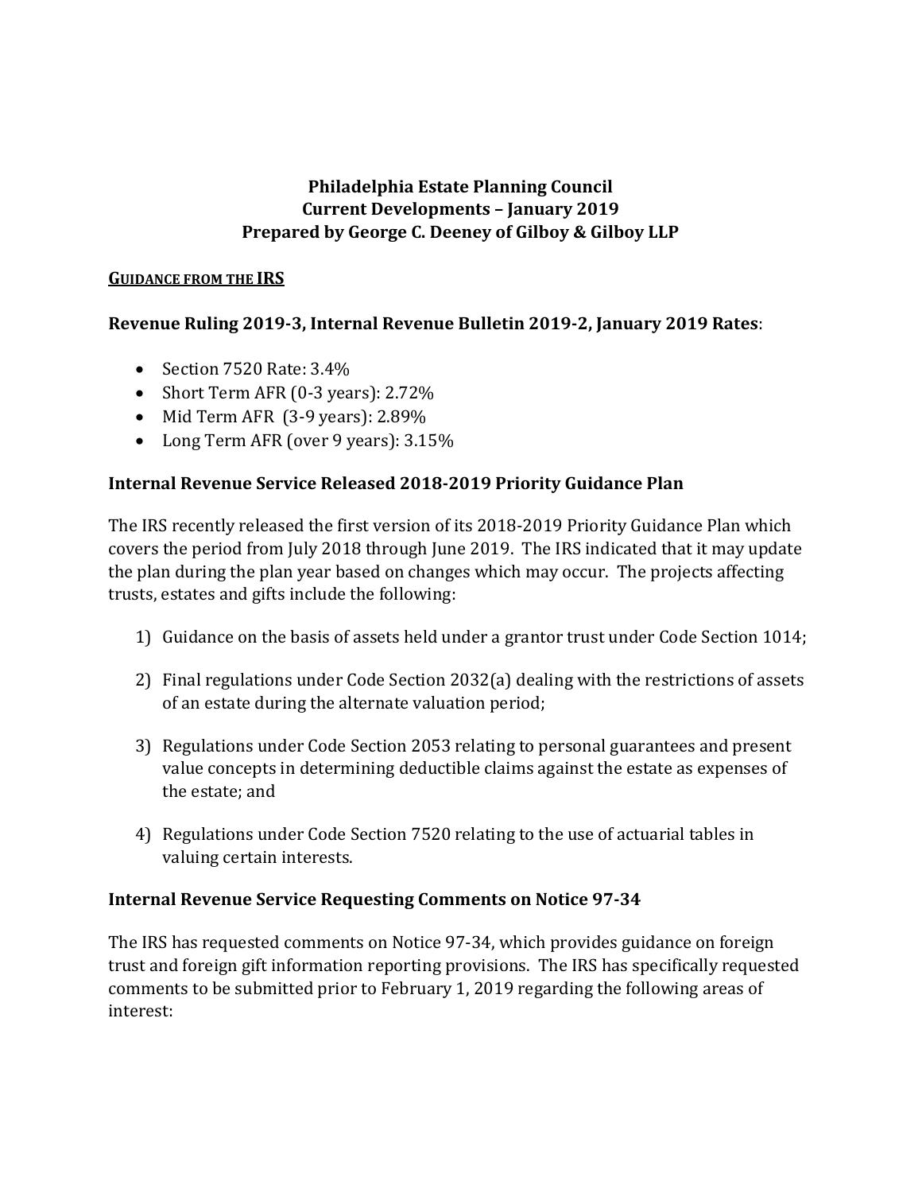**Philadelphia Estate Planning Council**
**Current Developments – January 2019**
**Prepared by George C. Deeney of Gilboy & Gilboy LLP**

## GUIDANCE FROM THE IRS

### Revenue Ruling 2019-3, Internal Revenue Bulletin 2019-2, January 2019 Rates:

- Section 7520 Rate: 3.4%
- Short Term AFR (0-3 years): 2.72%
- Mid Term AFR (3-9 years): 2.89%
- Long Term AFR (over 9 years): 3.15%

### Internal Revenue Service Released 2018-2019 Priority Guidance Plan

The IRS recently released the first version of its 2018-2019 Priority Guidance Plan which covers the period from July 2018 through June 2019. The IRS indicated that it may update the plan during the plan year based on changes which may occur. The projects affecting trusts, estates and gifts include the following:

1) Guidance on the basis of assets held under a grantor trust under Code Section 1014;

2) Final regulations under Code Section 2032(a) dealing with the restrictions of assets of an estate during the alternate valuation period;

3) Regulations under Code Section 2053 relating to personal guarantees and present value concepts in determining deductible claims against the estate as expenses of the estate; and

4) Regulations under Code Section 7520 relating to the use of actuarial tables in valuing certain interests.

### Internal Revenue Service Requesting Comments on Notice 97-34

The IRS has requested comments on Notice 97-34, which provides guidance on foreign trust and foreign gift information reporting provisions. The IRS has specifically requested comments to be submitted prior to February 1, 2019 regarding the following areas of interest: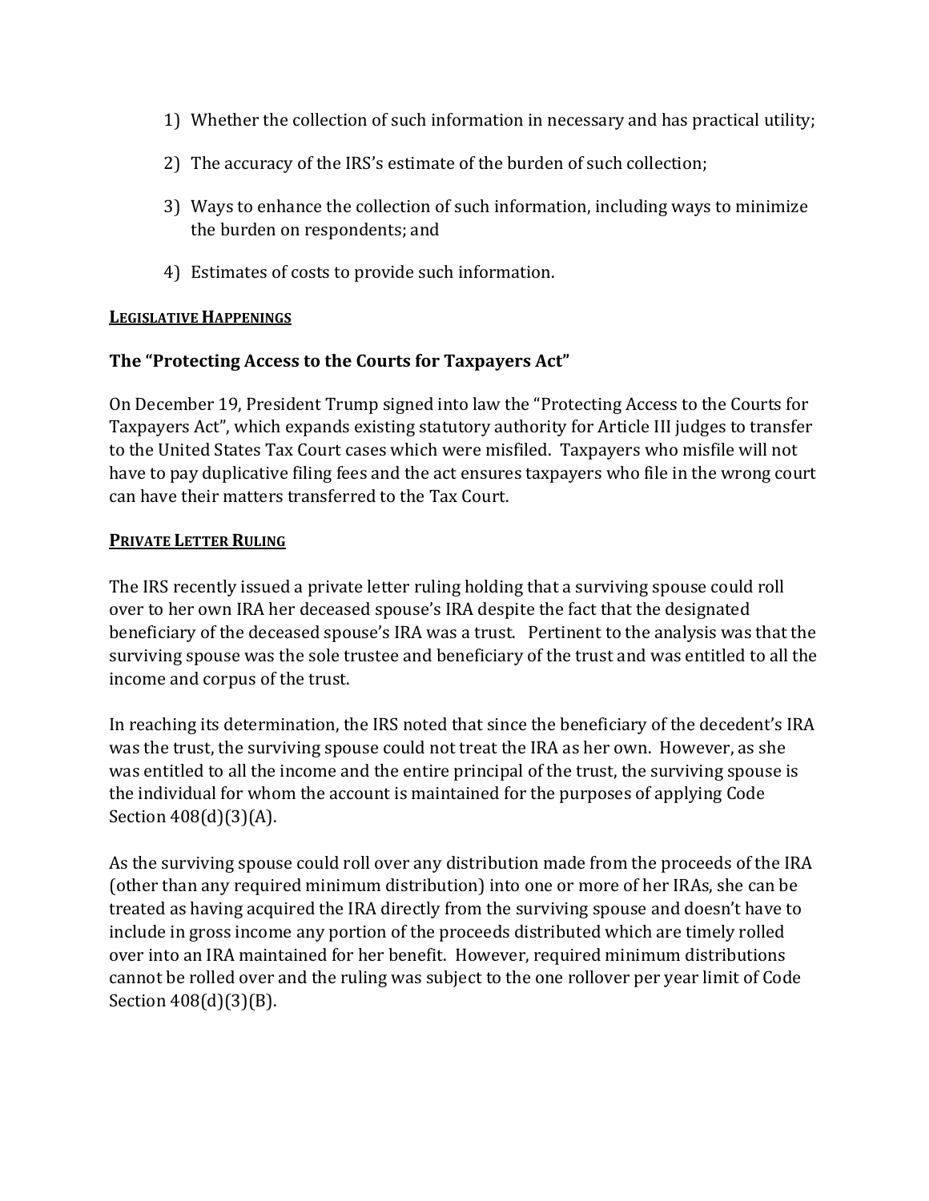1) Whether the collection of such information in necessary and has practical utility;

2) The accuracy of the IRS's estimate of the burden of such collection;

3) Ways to enhance the collection of such information, including ways to minimize the burden on respondents; and

4) Estimates of costs to provide such information.

**LEGISLATIVE HAPPENINGS**

### The "Protecting Access to the Courts for Taxpayers Act"

On December 19, President Trump signed into law the "Protecting Access to the Courts for Taxpayers Act", which expands existing statutory authority for Article III judges to transfer to the United States Tax Court cases which were misfiled. Taxpayers who misfile will not have to pay duplicative filing fees and the act ensures taxpayers who file in the wrong court can have their matters transferred to the Tax Court.

**PRIVATE LETTER RULING**

The IRS recently issued a private letter ruling holding that a surviving spouse could roll over to her own IRA her deceased spouse's IRA despite the fact that the designated beneficiary of the deceased spouse's IRA was a trust. Pertinent to the analysis was that the surviving spouse was the sole trustee and beneficiary of the trust and was entitled to all the income and corpus of the trust.

In reaching its determination, the IRS noted that since the beneficiary of the decedent's IRA was the trust, the surviving spouse could not treat the IRA as her own. However, as she was entitled to all the income and the entire principal of the trust, the surviving spouse is the individual for whom the account is maintained for the purposes of applying Code Section 408(d)(3)(A).

As the surviving spouse could roll over any distribution made from the proceeds of the IRA (other than any required minimum distribution) into one or more of her IRAs, she can be treated as having acquired the IRA directly from the surviving spouse and doesn't have to include in gross income any portion of the proceeds distributed which are timely rolled over into an IRA maintained for her benefit. However, required minimum distributions cannot be rolled over and the ruling was subject to the one rollover per year limit of Code Section 408(d)(3)(B).